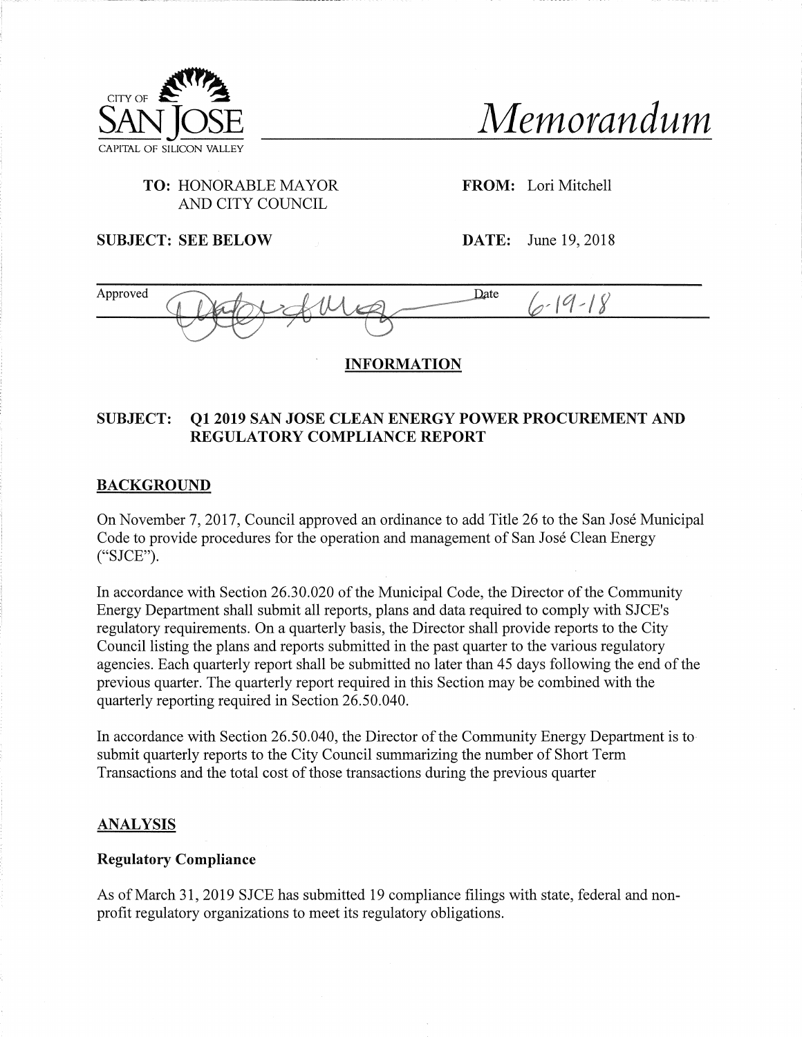CITY OF SAN JOSE
CAPITAL OF SILICON VALLEY

# Memorandum

**TO:** HONORABLE MAYOR AND CITY COUNCIL

**FROM:** Lori Mitchell

**SUBJECT: SEE BELOW**

**DATE:** June 19, 2018

Approved [signature] Date 6-19-18

**INFORMATION**

**SUBJECT: Q1 2019 SAN JOSE CLEAN ENERGY POWER PROCUREMENT AND REGULATORY COMPLIANCE REPORT**

## BACKGROUND

On November 7, 2017, Council approved an ordinance to add Title 26 to the San José Municipal Code to provide procedures for the operation and management of San José Clean Energy ("SJCE").

In accordance with Section 26.30.020 of the Municipal Code, the Director of the Community Energy Department shall submit all reports, plans and data required to comply with SJCE's regulatory requirements. On a quarterly basis, the Director shall provide reports to the City Council listing the plans and reports submitted in the past quarter to the various regulatory agencies. Each quarterly report shall be submitted no later than 45 days following the end of the previous quarter. The quarterly report required in this Section may be combined with the quarterly reporting required in Section 26.50.040.

In accordance with Section 26.50.040, the Director of the Community Energy Department is to submit quarterly reports to the City Council summarizing the number of Short Term Transactions and the total cost of those transactions during the previous quarter

## ANALYSIS

### Regulatory Compliance

As of March 31, 2019 SJCE has submitted 19 compliance filings with state, federal and non-profit regulatory organizations to meet its regulatory obligations.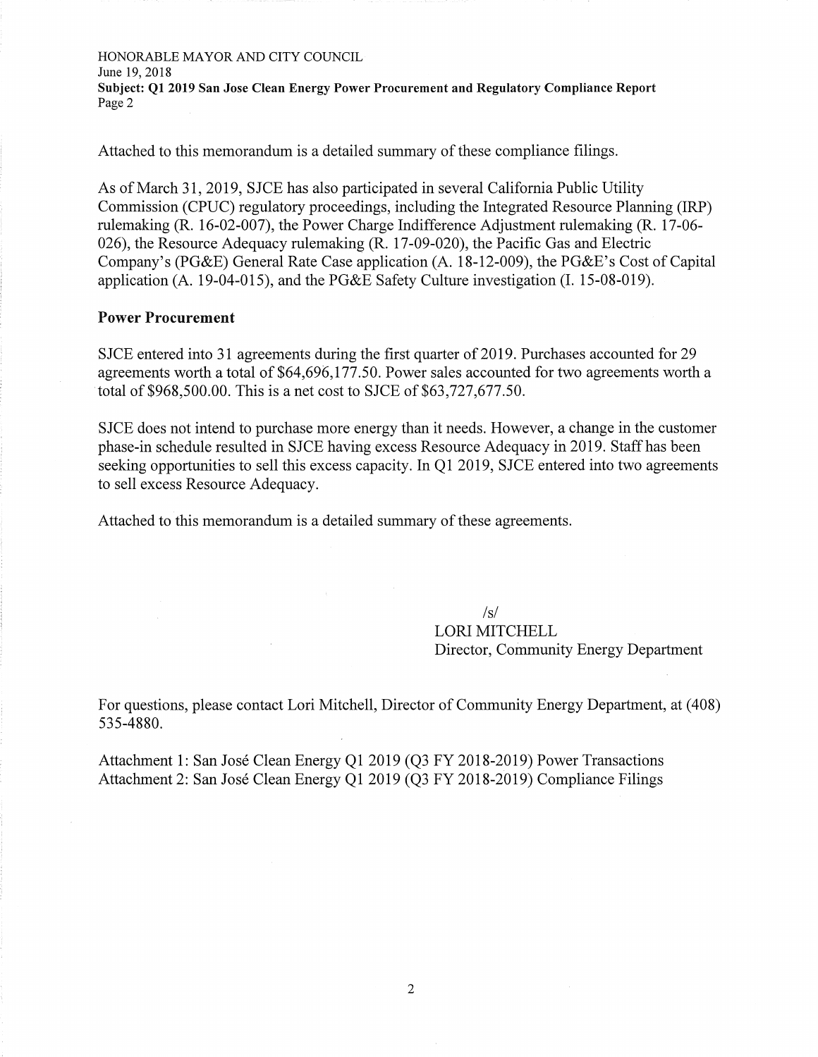Attached to this memorandum is a detailed summary of these compliance filings.

As of March 31, 2019, SJCE has also participated in several California Public Utility Commission (CPUC) regulatory proceedings, including the Integrated Resource Planning (IRP) rulemaking (R. 16-02-007), the Power Charge Indifference Adjustment rulemaking (R. 17-06-026), the Resource Adequacy rulemaking (R. 17-09-020), the Pacific Gas and Electric Company's (PG&E) General Rate Case application (A. 18-12-009), the PG&E's Cost of Capital application (A. 19-04-015), and the PG&E Safety Culture investigation (I. 15-08-019).

**Power Procurement**

SJCE entered into 31 agreements during the first quarter of 2019. Purchases accounted for 29 agreements worth a total of $64,696,177.50. Power sales accounted for two agreements worth a total of $968,500.00. This is a net cost to SJCE of $63,727,677.50.

SJCE does not intend to purchase more energy than it needs. However, a change in the customer phase-in schedule resulted in SJCE having excess Resource Adequacy in 2019. Staff has been seeking opportunities to sell this excess capacity. In Q1 2019, SJCE entered into two agreements to sell excess Resource Adequacy.

Attached to this memorandum is a detailed summary of these agreements.

/s/
LORI MITCHELL
Director, Community Energy Department

For questions, please contact Lori Mitchell, Director of Community Energy Department, at (408) 535-4880.

Attachment 1: San José Clean Energy Q1 2019 (Q3 FY 2018-2019) Power Transactions
Attachment 2: San José Clean Energy Q1 2019 (Q3 FY 2018-2019) Compliance Filings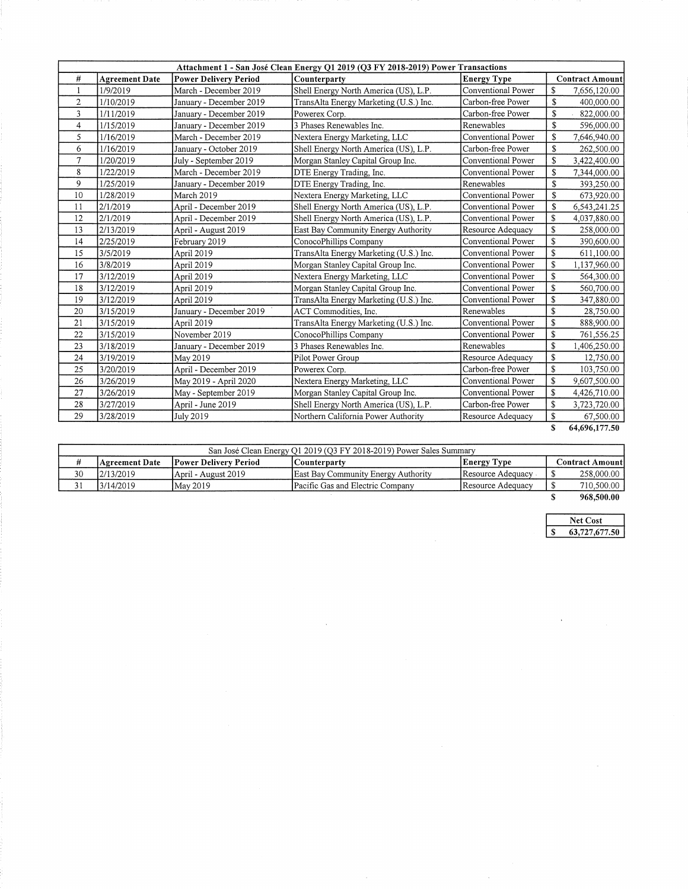| Attachment 1 - San José Clean Energy Q1 2019 (Q3 FY 2018-2019) Power Transactions | | | | | |
|---|---|---|---|---|---|
| # | Agreement Date | Power Delivery Period | Counterparty | Energy Type | Contract Amount |
| 1 | 1/9/2019 | March - December 2019 | Shell Energy North America (US), L.P. | Conventional Power | $ 7,656,120.00 |
| 2 | 1/10/2019 | January - December 2019 | TransAlta Energy Marketing (U.S.) Inc. | Carbon-free Power | $ 400,000.00 |
| 3 | 1/11/2019 | January - December 2019 | Powerex Corp. | Carbon-free Power | $ 822,000.00 |
| 4 | 1/15/2019 | January - December 2019 | 3 Phases Renewables Inc. | Renewables | $ 596,000.00 |
| 5 | 1/16/2019 | March - December 2019 | Nextera Energy Marketing, LLC | Conventional Power | $ 7,646,940.00 |
| 6 | 1/16/2019 | January - October 2019 | Shell Energy North America (US), L.P. | Carbon-free Power | $ 262,500.00 |
| 7 | 1/20/2019 | July - September 2019 | Morgan Stanley Capital Group Inc. | Conventional Power | $ 3,422,400.00 |
| 8 | 1/22/2019 | March - December 2019 | DTE Energy Trading, Inc. | Conventional Power | $ 7,344,000.00 |
| 9 | 1/25/2019 | January - December 2019 | DTE Energy Trading, Inc. | Renewables | $ 393,250.00 |
| 10 | 1/28/2019 | March 2019 | Nextera Energy Marketing, LLC | Conventional Power | $ 673,920.00 |
| 11 | 2/1/2019 | April - December 2019 | Shell Energy North America (US), L.P. | Conventional Power | $ 6,543,241.25 |
| 12 | 2/1/2019 | April - December 2019 | Shell Energy North America (US), L.P. | Conventional Power | $ 4,037,880.00 |
| 13 | 2/13/2019 | April - August 2019 | East Bay Community Energy Authority | Resource Adequacy | $ 258,000.00 |
| 14 | 2/25/2019 | February 2019 | ConocoPhillips Company | Conventional Power | $ 390,600.00 |
| 15 | 3/5/2019 | April 2019 | TransAlta Energy Marketing (U.S.) Inc. | Conventional Power | $ 611,100.00 |
| 16 | 3/8/2019 | April 2019 | Morgan Stanley Capital Group Inc. | Conventional Power | $ 1,137,960.00 |
| 17 | 3/12/2019 | April 2019 | Nextera Energy Marketing, LLC | Conventional Power | $ 564,300.00 |
| 18 | 3/12/2019 | April 2019 | Morgan Stanley Capital Group Inc. | Conventional Power | $ 560,700.00 |
| 19 | 3/12/2019 | April 2019 | TransAlta Energy Marketing (U.S.) Inc. | Conventional Power | $ 347,880.00 |
| 20 | 3/15/2019 | January - December 2019 | ACT Commodities, Inc. | Renewables | $ 28,750.00 |
| 21 | 3/15/2019 | April 2019 | TransAlta Energy Marketing (U.S.) Inc. | Conventional Power | $ 888,900.00 |
| 22 | 3/15/2019 | November 2019 | ConocoPhillips Company | Conventional Power | $ 761,556.25 |
| 23 | 3/18/2019 | January - December 2019 | 3 Phases Renewables Inc. | Renewables | $ 1,406,250.00 |
| 24 | 3/19/2019 | May 2019 | Pilot Power Group | Resource Adequacy | $ 12,750.00 |
| 25 | 3/20/2019 | April - December 2019 | Powerex Corp. | Carbon-free Power | $ 103,750.00 |
| 26 | 3/26/2019 | May 2019 - April 2020 | Nextera Energy Marketing, LLC | Conventional Power | $ 9,607,500.00 |
| 27 | 3/26/2019 | May - September 2019 | Morgan Stanley Capital Group Inc. | Conventional Power | $ 4,426,710.00 |
| 28 | 3/27/2019 | April - June 2019 | Shell Energy North America (US), L.P. | Carbon-free Power | $ 3,723,720.00 |
| 29 | 3/28/2019 | July 2019 | Northern California Power Authority | Resource Adequacy | $ 67,500.00 |
| | | | | | **$ 64,696,177.50** |

| San José Clean Energy Q1 2019 (Q3 FY 2018-2019) Power Sales Summary | | | | | |
|---|---|---|---|---|---|
| # | Agreement Date | Power Delivery Period | Counterparty | Energy Type | Contract Amount |
| 30 | 2/13/2019 | April - August 2019 | East Bay Community Energy Authority | Resource Adequacy | $ 258,000.00 |
| 31 | 3/14/2019 | May 2019 | Pacific Gas and Electric Company | Resource Adequacy | $ 710,500.00 |
| | | | | | **$ 968,500.00** |

| Net Cost |
|---|
| **$ 63,727,677.50** |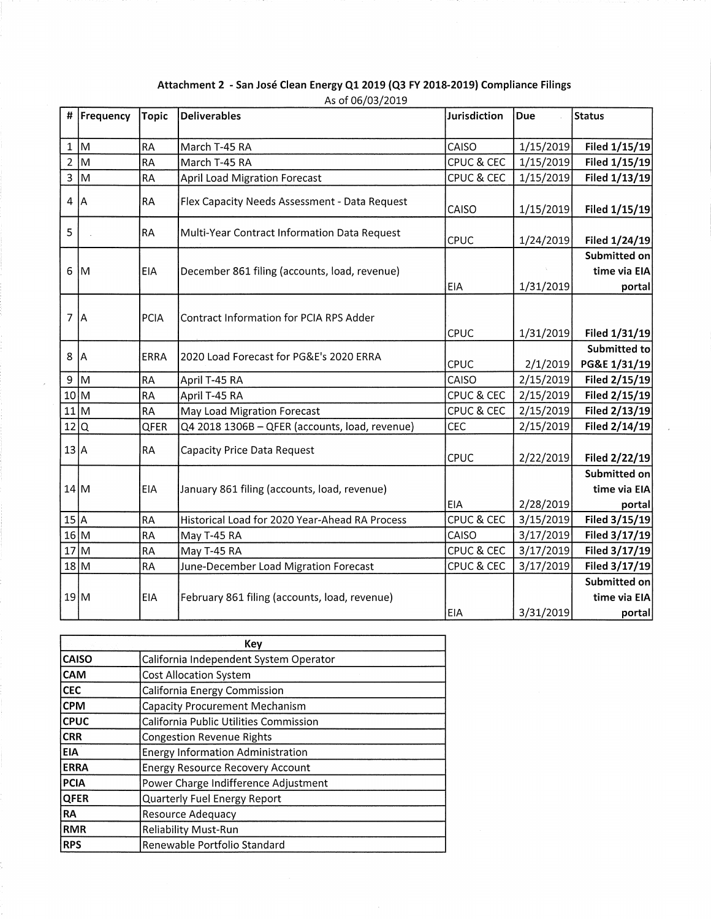**Attachment 2 - San José Clean Energy Q1 2019 (Q3 FY 2018-2019) Compliance Filings**

As of 06/03/2019

| # | Frequency | Topic | Deliverables | Jurisdiction | Due | Status |
|---|---|---|---|---|---|---|
| 1 | M | RA | March T-45 RA | CAISO | 1/15/2019 | **Filed 1/15/19** |
| 2 | M | RA | March T-45 RA | CPUC & CEC | 1/15/2019 | **Filed 1/15/19** |
| 3 | M | RA | April Load Migration Forecast | CPUC & CEC | 1/15/2019 | **Filed 1/13/19** |
| 4 | A | RA | Flex Capacity Needs Assessment - Data Request | CAISO | 1/15/2019 | **Filed 1/15/19** |
| 5 | | RA | Multi-Year Contract Information Data Request | CPUC | 1/24/2019 | **Filed 1/24/19** |
| 6 | M | EIA | December 861 filing (accounts, load, revenue) | EIA | 1/31/2019 | **Submitted on time via EIA portal** |
| 7 | A | PCIA | Contract Information for PCIA RPS Adder | CPUC | 1/31/2019 | **Filed 1/31/19** |
| 8 | A | ERRA | 2020 Load Forecast for PG&E's 2020 ERRA | CPUC | 2/1/2019 | **Submitted to PG&E 1/31/19** |
| 9 | M | RA | April T-45 RA | CAISO | 2/15/2019 | **Filed 2/15/19** |
| 10 | M | RA | April T-45 RA | CPUC & CEC | 2/15/2019 | **Filed 2/15/19** |
| 11 | M | RA | May Load Migration Forecast | CPUC & CEC | 2/15/2019 | **Filed 2/13/19** |
| 12 | Q | QFER | Q4 2018 1306B – QFER (accounts, load, revenue) | CEC | 2/15/2019 | **Filed 2/14/19** |
| 13 | A | RA | Capacity Price Data Request | CPUC | 2/22/2019 | **Filed 2/22/19** |
| 14 | M | EIA | January 861 filing (accounts, load, revenue) | EIA | 2/28/2019 | **Submitted on time via EIA portal** |
| 15 | A | RA | Historical Load for 2020 Year-Ahead RA Process | CPUC & CEC | 3/15/2019 | **Filed 3/15/19** |
| 16 | M | RA | May T-45 RA | CAISO | 3/17/2019 | **Filed 3/17/19** |
| 17 | M | RA | May T-45 RA | CPUC & CEC | 3/17/2019 | **Filed 3/17/19** |
| 18 | M | RA | June-December Load Migration Forecast | CPUC & CEC | 3/17/2019 | **Filed 3/17/19** |
| 19 | M | EIA | February 861 filing (accounts, load, revenue) | EIA | 3/31/2019 | **Submitted on time via EIA portal** |

| Key | |
|---|---|
| **CAISO** | California Independent System Operator |
| **CAM** | Cost Allocation System |
| **CEC** | California Energy Commission |
| **CPM** | Capacity Procurement Mechanism |
| **CPUC** | California Public Utilities Commission |
| **CRR** | Congestion Revenue Rights |
| **EIA** | Energy Information Administration |
| **ERRA** | Energy Resource Recovery Account |
| **PCIA** | Power Charge Indifference Adjustment |
| **QFER** | Quarterly Fuel Energy Report |
| **RA** | Resource Adequacy |
| **RMR** | Reliability Must-Run |
| **RPS** | Renewable Portfolio Standard |